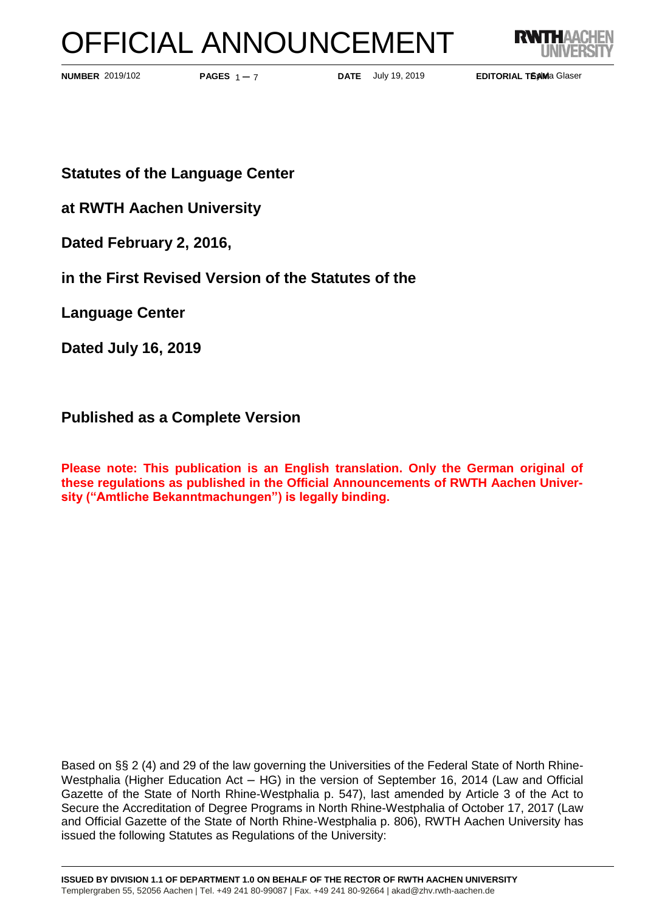# OFFICIAL ANNOUNCEMENT

**NUMBER** 2019/102 **PAGES** 1 – 7 **DATE** July 19, 2019 **EDITORIAL TEAM** Sylvia Glaser

**Statutes of the Language Center**

**at RWTH Aachen University**

**Dated February 2, 2016,**

**in the First Revised Version of the Statutes of the**

**Language Center**

**Dated July 16, 2019**

**Published as a Complete Version**

**Please note: This publication is an English translation. Only the German original of these regulations as published in the Official Announcements of RWTH Aachen University ("Amtliche Bekanntmachungen") is legally binding.**

Based on §§ 2 (4) and 29 of the law governing the Universities of the Federal State of North Rhine-Westphalia (Higher Education Act – HG) in the version of September 16, 2014 (Law and Official Gazette of the State of North Rhine-Westphalia p. 547), last amended by Article 3 of the Act to Secure the Accreditation of Degree Programs in North Rhine-Westphalia of October 17, 2017 (Law and Official Gazette of the State of North Rhine-Westphalia p. 806), RWTH Aachen University has issued the following Statutes as Regulations of the University:

**ISSUED BY DIVISION 1.1 OF DEPARTMENT 1.0 ON BEHALF OF THE RECTOR OF RWTH AACHEN UNIVERSITY**
Templergraben 55, 52056 Aachen | Tel. +49 241 80-99087 | Fax. +49 241 80-92664 | akad@zhv.rwth-aachen.de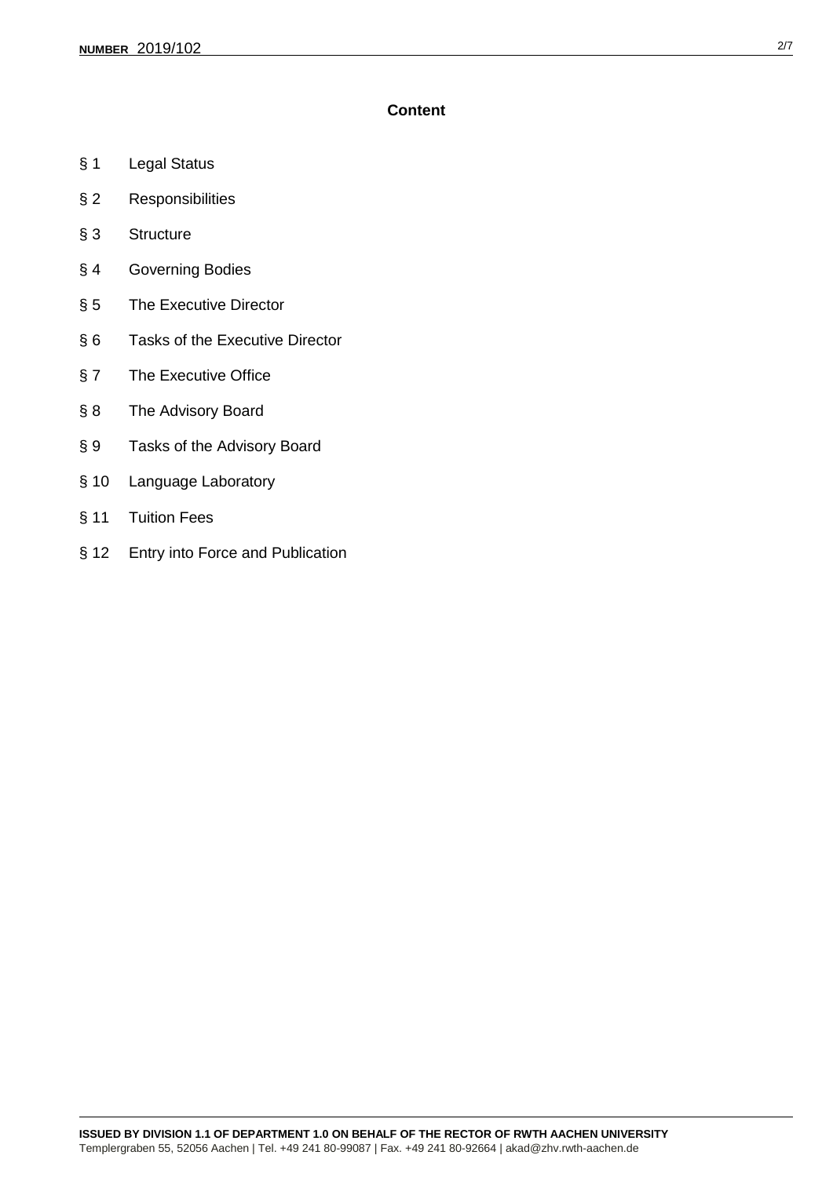## Content

§ 1 Legal Status

§ 2 Responsibilities

§ 3 Structure

§ 4 Governing Bodies

§ 5 The Executive Director

§ 6 Tasks of the Executive Director

§ 7 The Executive Office

§ 8 The Advisory Board

§ 9 Tasks of the Advisory Board

§ 10 Language Laboratory

§ 11 Tuition Fees

§ 12 Entry into Force and Publication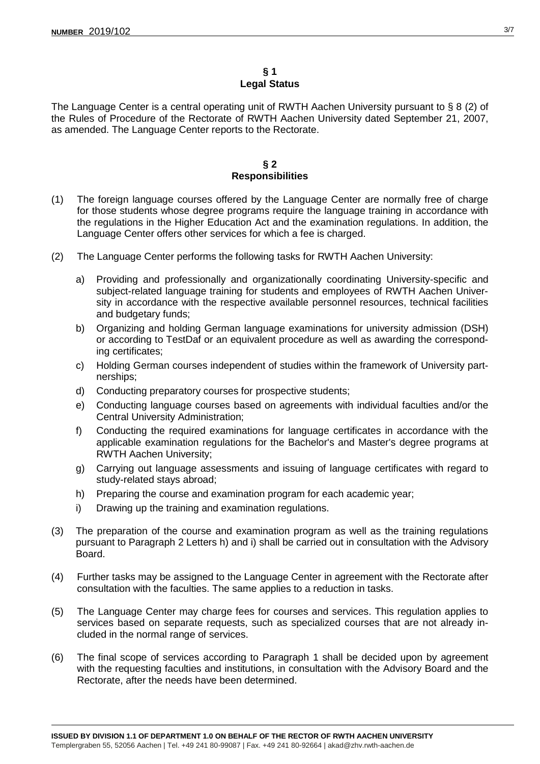## § 1
## Legal Status

The Language Center is a central operating unit of RWTH Aachen University pursuant to § 8 (2) of the Rules of Procedure of the Rectorate of RWTH Aachen University dated September 21, 2007, as amended. The Language Center reports to the Rectorate.

## § 2
## Responsibilities

(1) The foreign language courses offered by the Language Center are normally free of charge for those students whose degree programs require the language training in accordance with the regulations in the Higher Education Act and the examination regulations. In addition, the Language Center offers other services for which a fee is charged.

(2) The Language Center performs the following tasks for RWTH Aachen University:

a) Providing and professionally and organizationally coordinating University-specific and subject-related language training for students and employees of RWTH Aachen University in accordance with the respective available personnel resources, technical facilities and budgetary funds;

b) Organizing and holding German language examinations for university admission (DSH) or according to TestDaf or an equivalent procedure as well as awarding the corresponding certificates;

c) Holding German courses independent of studies within the framework of University partnerships;

d) Conducting preparatory courses for prospective students;

e) Conducting language courses based on agreements with individual faculties and/or the Central University Administration;

f) Conducting the required examinations for language certificates in accordance with the applicable examination regulations for the Bachelor's and Master's degree programs at RWTH Aachen University;

g) Carrying out language assessments and issuing of language certificates with regard to study-related stays abroad;

h) Preparing the course and examination program for each academic year;

i) Drawing up the training and examination regulations.

(3) The preparation of the course and examination program as well as the training regulations pursuant to Paragraph 2 Letters h) and i) shall be carried out in consultation with the Advisory Board.

(4) Further tasks may be assigned to the Language Center in agreement with the Rectorate after consultation with the faculties. The same applies to a reduction in tasks.

(5) The Language Center may charge fees for courses and services. This regulation applies to services based on separate requests, such as specialized courses that are not already included in the normal range of services.

(6) The final scope of services according to Paragraph 1 shall be decided upon by agreement with the requesting faculties and institutions, in consultation with the Advisory Board and the Rectorate, after the needs have been determined.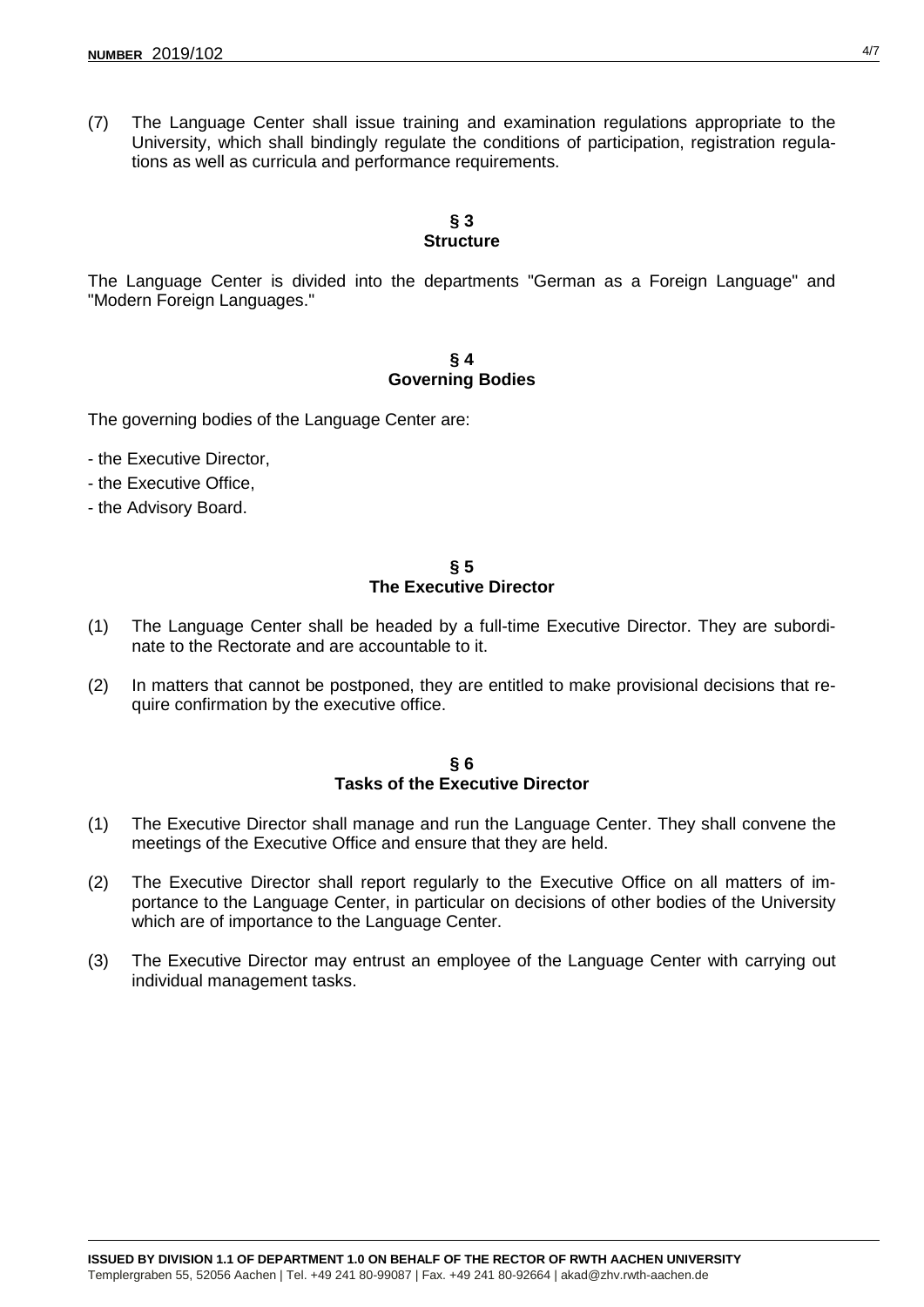(7) The Language Center shall issue training and examination regulations appropriate to the University, which shall bindingly regulate the conditions of participation, registration regulations as well as curricula and performance requirements.

## § 3
## Structure

The Language Center is divided into the departments "German as a Foreign Language" and "Modern Foreign Languages."

## § 4
## Governing Bodies

The governing bodies of the Language Center are:

- the Executive Director,
- the Executive Office,
- the Advisory Board.

## § 5
## The Executive Director

(1) The Language Center shall be headed by a full-time Executive Director. They are subordinate to the Rectorate and are accountable to it.

(2) In matters that cannot be postponed, they are entitled to make provisional decisions that require confirmation by the executive office.

## § 6
## Tasks of the Executive Director

(1) The Executive Director shall manage and run the Language Center. They shall convene the meetings of the Executive Office and ensure that they are held.

(2) The Executive Director shall report regularly to the Executive Office on all matters of importance to the Language Center, in particular on decisions of other bodies of the University which are of importance to the Language Center.

(3) The Executive Director may entrust an employee of the Language Center with carrying out individual management tasks.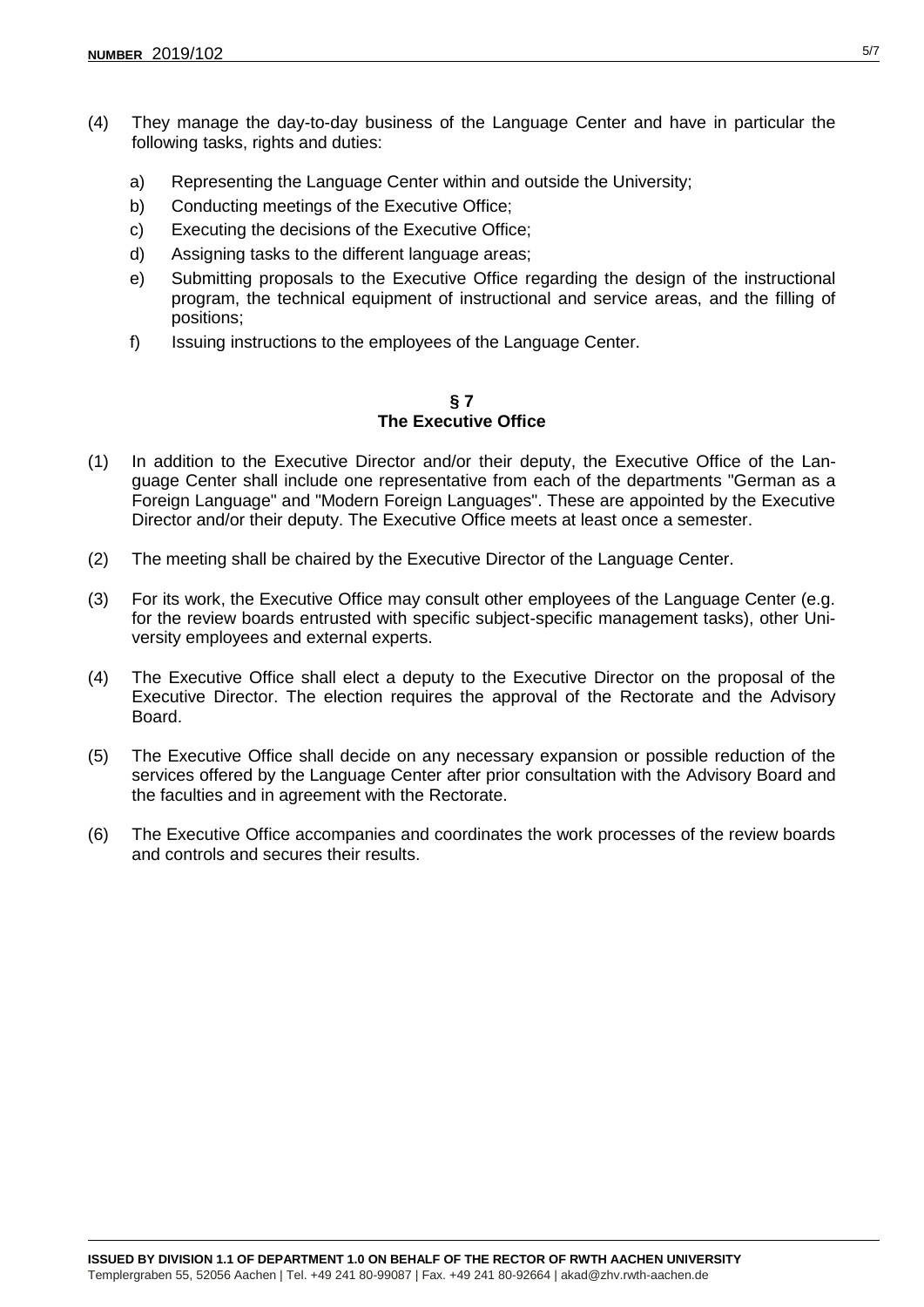(4) They manage the day-to-day business of the Language Center and have in particular the following tasks, rights and duties:

   a) Representing the Language Center within and outside the University;
   b) Conducting meetings of the Executive Office;
   c) Executing the decisions of the Executive Office;
   d) Assigning tasks to the different language areas;
   e) Submitting proposals to the Executive Office regarding the design of the instructional program, the technical equipment of instructional and service areas, and the filling of positions;
   f) Issuing instructions to the employees of the Language Center.

## § 7
## The Executive Office

(1) In addition to the Executive Director and/or their deputy, the Executive Office of the Language Center shall include one representative from each of the departments "German as a Foreign Language" and "Modern Foreign Languages". These are appointed by the Executive Director and/or their deputy. The Executive Office meets at least once a semester.

(2) The meeting shall be chaired by the Executive Director of the Language Center.

(3) For its work, the Executive Office may consult other employees of the Language Center (e.g. for the review boards entrusted with specific subject-specific management tasks), other University employees and external experts.

(4) The Executive Office shall elect a deputy to the Executive Director on the proposal of the Executive Director. The election requires the approval of the Rectorate and the Advisory Board.

(5) The Executive Office shall decide on any necessary expansion or possible reduction of the services offered by the Language Center after prior consultation with the Advisory Board and the faculties and in agreement with the Rectorate.

(6) The Executive Office accompanies and coordinates the work processes of the review boards and controls and secures their results.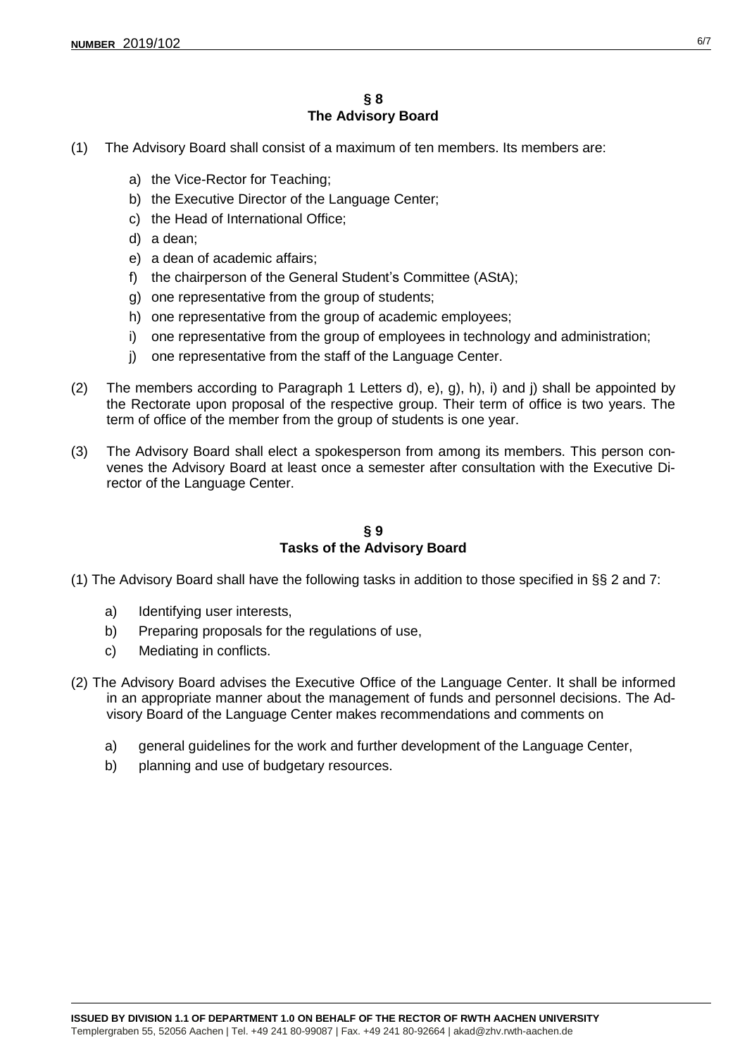## § 8
## The Advisory Board

(1) The Advisory Board shall consist of a maximum of ten members. Its members are:

  a) the Vice-Rector for Teaching;
  b) the Executive Director of the Language Center;
  c) the Head of International Office;
  d) a dean;
  e) a dean of academic affairs;
  f) the chairperson of the General Student's Committee (AStA);
  g) one representative from the group of students;
  h) one representative from the group of academic employees;
  i) one representative from the group of employees in technology and administration;
  j) one representative from the staff of the Language Center.

(2) The members according to Paragraph 1 Letters d), e), g), h), i) and j) shall be appointed by the Rectorate upon proposal of the respective group. Their term of office is two years. The term of office of the member from the group of students is one year.

(3) The Advisory Board shall elect a spokesperson from among its members. This person convenes the Advisory Board at least once a semester after consultation with the Executive Director of the Language Center.

## § 9
## Tasks of the Advisory Board

(1) The Advisory Board shall have the following tasks in addition to those specified in §§ 2 and 7:

  a) Identifying user interests,
  b) Preparing proposals for the regulations of use,
  c) Mediating in conflicts.

(2) The Advisory Board advises the Executive Office of the Language Center. It shall be informed in an appropriate manner about the management of funds and personnel decisions. The Advisory Board of the Language Center makes recommendations and comments on

  a) general guidelines for the work and further development of the Language Center,
  b) planning and use of budgetary resources.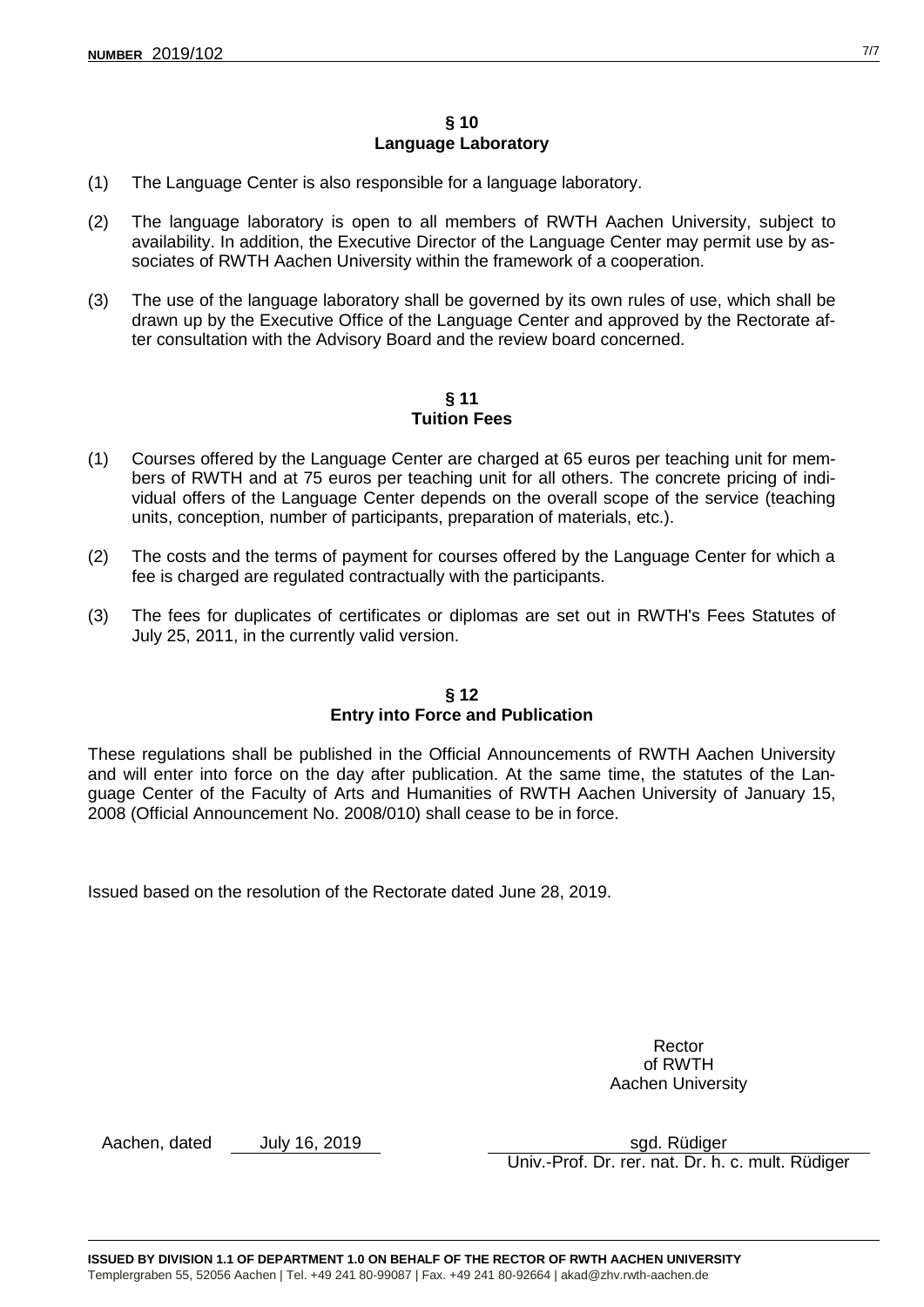## § 10
## Language Laboratory

(1) The Language Center is also responsible for a language laboratory.

(2) The language laboratory is open to all members of RWTH Aachen University, subject to availability. In addition, the Executive Director of the Language Center may permit use by associates of RWTH Aachen University within the framework of a cooperation.

(3) The use of the language laboratory shall be governed by its own rules of use, which shall be drawn up by the Executive Office of the Language Center and approved by the Rectorate after consultation with the Advisory Board and the review board concerned.

## § 11
## Tuition Fees

(1) Courses offered by the Language Center are charged at 65 euros per teaching unit for members of RWTH and at 75 euros per teaching unit for all others. The concrete pricing of individual offers of the Language Center depends on the overall scope of the service (teaching units, conception, number of participants, preparation of materials, etc.).

(2) The costs and the terms of payment for courses offered by the Language Center for which a fee is charged are regulated contractually with the participants.

(3) The fees for duplicates of certificates or diplomas are set out in RWTH's Fees Statutes of July 25, 2011, in the currently valid version.

## § 12
## Entry into Force and Publication

These regulations shall be published in the Official Announcements of RWTH Aachen University and will enter into force on the day after publication. At the same time, the statutes of the Language Center of the Faculty of Arts and Humanities of RWTH Aachen University of January 15, 2008 (Official Announcement No. 2008/010) shall cease to be in force.

Issued based on the resolution of the Rectorate dated June 28, 2019.

Rector
of RWTH
Aachen University

Aachen, dated July 16, 2019

sgd. Rüdiger
Univ.-Prof. Dr. rer. nat. Dr. h. c. mult. Rüdiger

**ISSUED BY DIVISION 1.1 OF DEPARTMENT 1.0 ON BEHALF OF THE RECTOR OF RWTH AACHEN UNIVERSITY**
Templergraben 55, 52056 Aachen | Tel. +49 241 80-99087 | Fax. +49 241 80-92664 | akad@zhv.rwth-aachen.de